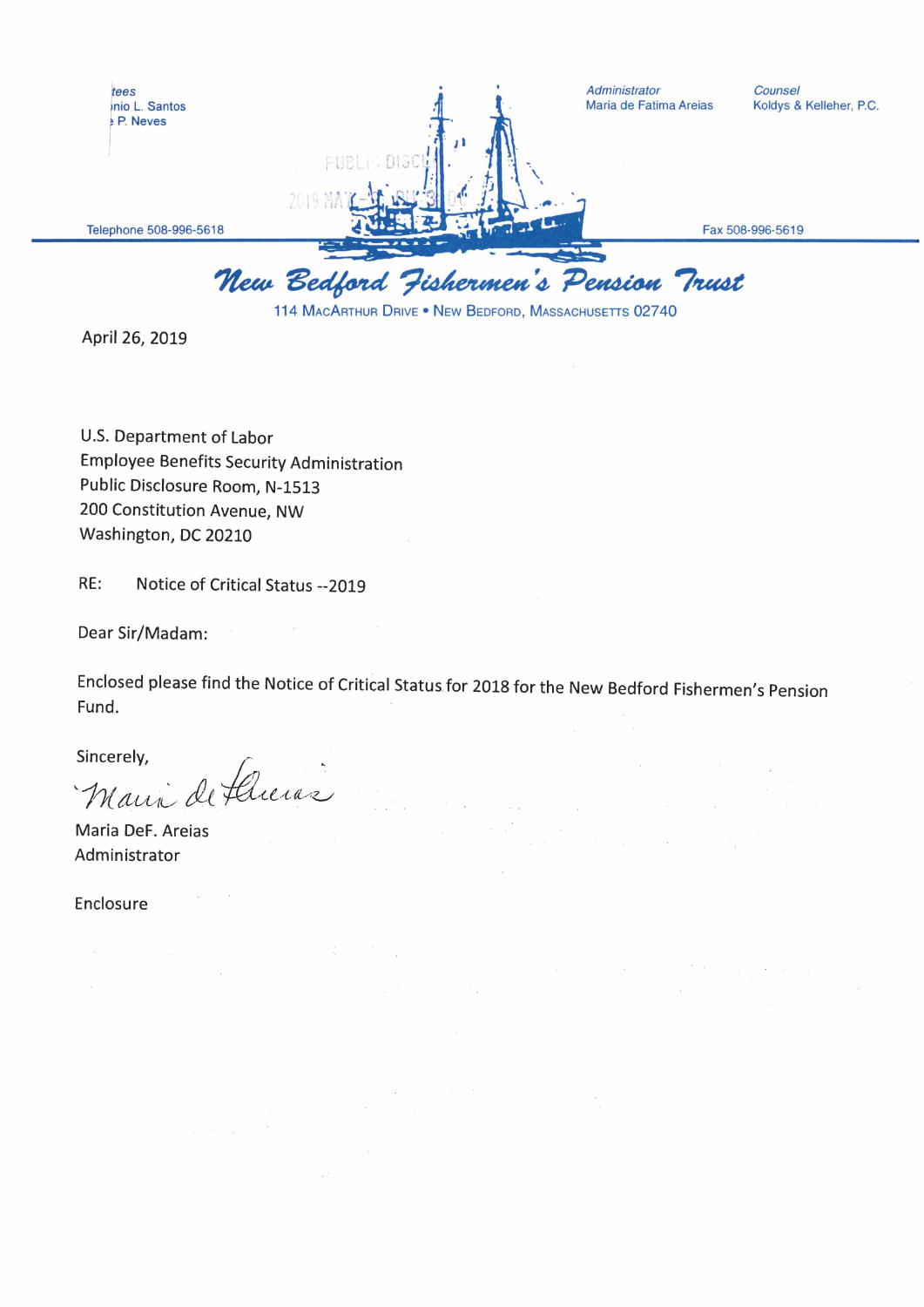tees
nio L. Santos
P. Neves

Administrator
Maria de Fatima Areias

Counsel
Koldys & Kelleher, P.C.

Telephone 508-996-5618

Fax 508-996-5619

# New Bedford Fishermen's Pension Trust

114 MacArthur Drive • New Bedford, Massachusetts 02740

April 26, 2019

U.S. Department of Labor
Employee Benefits Security Administration
Public Disclosure Room, N-1513
200 Constitution Avenue, NW
Washington, DC 20210

RE: Notice of Critical Status --2019

Dear Sir/Madam:

Enclosed please find the Notice of Critical Status for 2018 for the New Bedford Fishermen's Pension Fund.

Sincerely,

Maria DeF. Areias
Administrator

Enclosure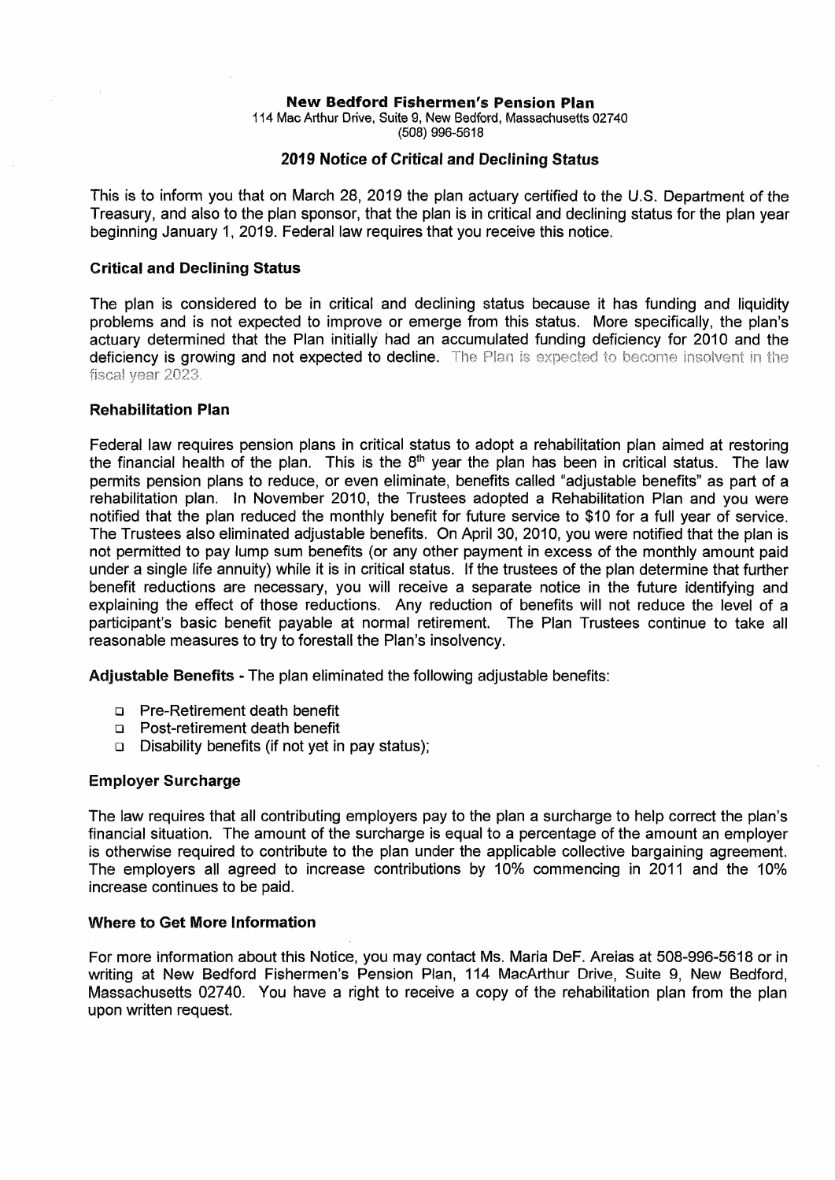**New Bedford Fishermen's Pension Plan**
114 Mac Arthur Drive, Suite 9, New Bedford, Massachusetts 02740
(508) 996-5618

## 2019 Notice of Critical and Declining Status

This is to inform you that on March 28, 2019 the plan actuary certified to the U.S. Department of the Treasury, and also to the plan sponsor, that the plan is in critical and declining status for the plan year beginning January 1, 2019. Federal law requires that you receive this notice.

### Critical and Declining Status

The plan is considered to be in critical and declining status because it has funding and liquidity problems and is not expected to improve or emerge from this status. More specifically, the plan's actuary determined that the Plan initially had an accumulated funding deficiency for 2010 and the deficiency is growing and not expected to decline. The Plan is expected to become insolvent in the fiscal year 2023.

### Rehabilitation Plan

Federal law requires pension plans in critical status to adopt a rehabilitation plan aimed at restoring the financial health of the plan. This is the 8th year the plan has been in critical status. The law permits pension plans to reduce, or even eliminate, benefits called "adjustable benefits" as part of a rehabilitation plan. In November 2010, the Trustees adopted a Rehabilitation Plan and you were notified that the plan reduced the monthly benefit for future service to $10 for a full year of service. The Trustees also eliminated adjustable benefits. On April 30, 2010, you were notified that the plan is not permitted to pay lump sum benefits (or any other payment in excess of the monthly amount paid under a single life annuity) while it is in critical status. If the trustees of the plan determine that further benefit reductions are necessary, you will receive a separate notice in the future identifying and explaining the effect of those reductions. Any reduction of benefits will not reduce the level of a participant's basic benefit payable at normal retirement. The Plan Trustees continue to take all reasonable measures to try to forestall the Plan's insolvency.

**Adjustable Benefits** - The plan eliminated the following adjustable benefits:

- Pre-Retirement death benefit
- Post-retirement death benefit
- Disability benefits (if not yet in pay status);

### Employer Surcharge

The law requires that all contributing employers pay to the plan a surcharge to help correct the plan's financial situation. The amount of the surcharge is equal to a percentage of the amount an employer is otherwise required to contribute to the plan under the applicable collective bargaining agreement. The employers all agreed to increase contributions by 10% commencing in 2011 and the 10% increase continues to be paid.

### Where to Get More Information

For more information about this Notice, you may contact Ms. Maria DeF. Areias at 508-996-5618 or in writing at New Bedford Fishermen's Pension Plan, 114 MacArthur Drive, Suite 9, New Bedford, Massachusetts 02740. You have a right to receive a copy of the rehabilitation plan from the plan upon written request.